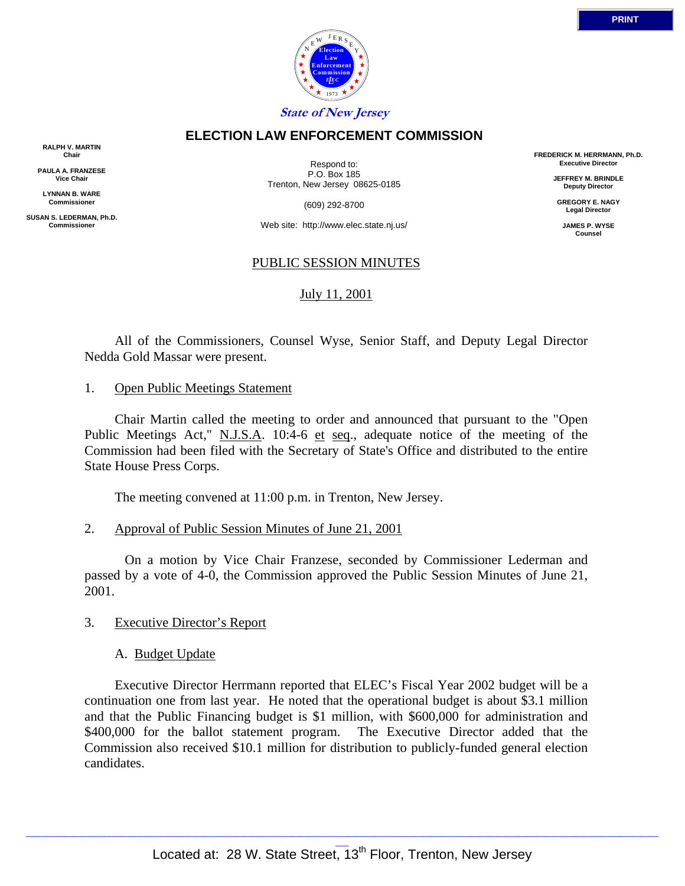PRINT

State of New Jersey

# ELECTION LAW ENFORCEMENT COMMISSION

RALPH V. MARTIN
Chair

PAULA A. FRANZESE
Vice Chair

LYNNAN B. WARE
Commissioner

SUSAN S. LEDERMAN, Ph.D.
Commissioner

Respond to:
P.O. Box 185
Trenton, New Jersey 08625-0185

(609) 292-8700

Web site: http://www.elec.state.nj.us/

FREDERICK M. HERRMANN, Ph.D.
Executive Director

JEFFREY M. BRINDLE
Deputy Director

GREGORY E. NAGY
Legal Director

JAMES P. WYSE
Counsel

## PUBLIC SESSION MINUTES

July 11, 2001

All of the Commissioners, Counsel Wyse, Senior Staff, and Deputy Legal Director Nedda Gold Massar were present.

1. Open Public Meetings Statement

Chair Martin called the meeting to order and announced that pursuant to the "Open Public Meetings Act," N.J.S.A. 10:4-6 et seq., adequate notice of the meeting of the Commission had been filed with the Secretary of State's Office and distributed to the entire State House Press Corps.

The meeting convened at 11:00 p.m. in Trenton, New Jersey.

2. Approval of Public Session Minutes of June 21, 2001

On a motion by Vice Chair Franzese, seconded by Commissioner Lederman and passed by a vote of 4-0, the Commission approved the Public Session Minutes of June 21, 2001.

3. Executive Director's Report

A. Budget Update

Executive Director Herrmann reported that ELEC's Fiscal Year 2002 budget will be a continuation one from last year. He noted that the operational budget is about $3.1 million and that the Public Financing budget is $1 million, with $600,000 for administration and $400,000 for the ballot statement program. The Executive Director added that the Commission also received $10.1 million for distribution to publicly-funded general election candidates.

Located at: 28 W. State Street, 13th Floor, Trenton, New Jersey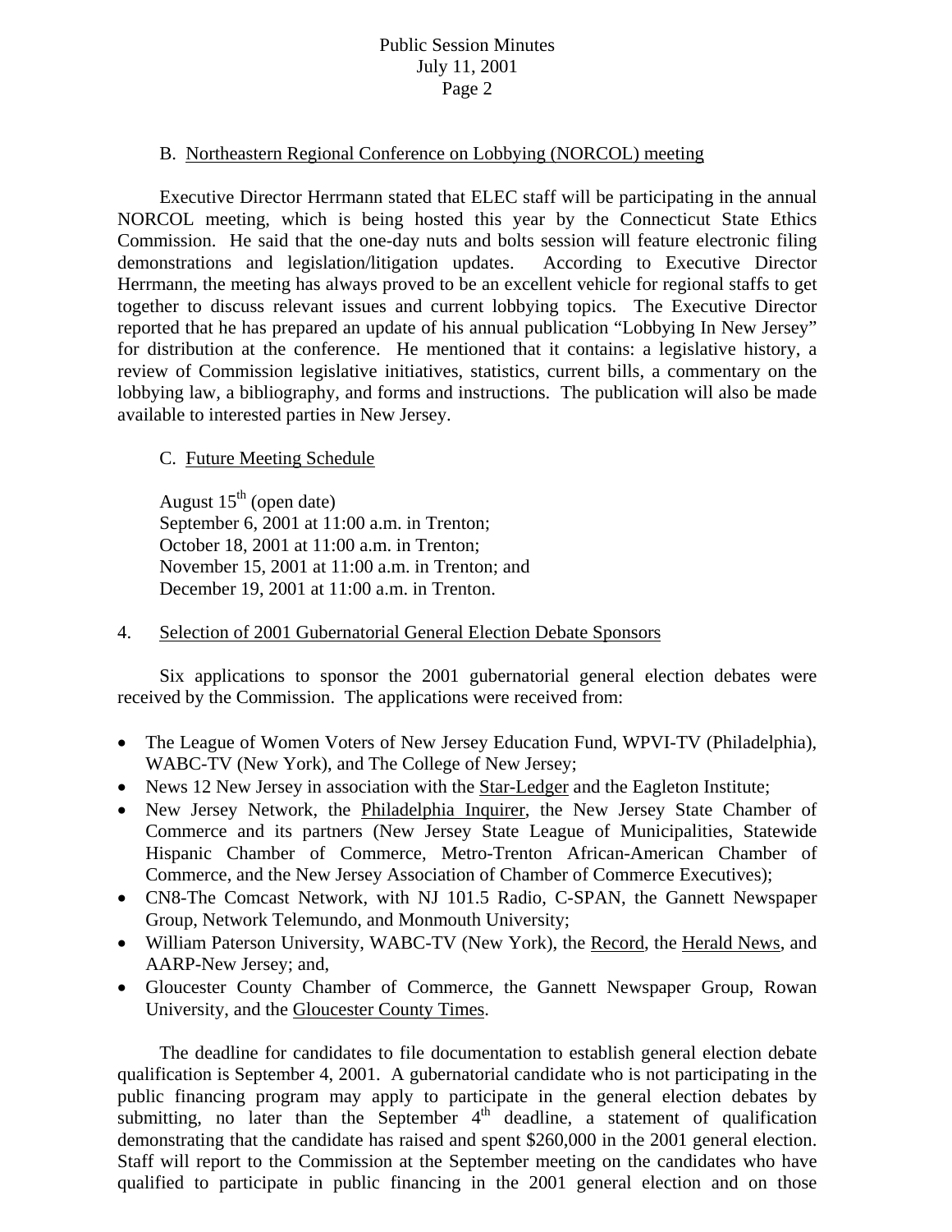B. Northeastern Regional Conference on Lobbying (NORCOL) meeting

Executive Director Herrmann stated that ELEC staff will be participating in the annual NORCOL meeting, which is being hosted this year by the Connecticut State Ethics Commission. He said that the one-day nuts and bolts session will feature electronic filing demonstrations and legislation/litigation updates. According to Executive Director Herrmann, the meeting has always proved to be an excellent vehicle for regional staffs to get together to discuss relevant issues and current lobbying topics. The Executive Director reported that he has prepared an update of his annual publication "Lobbying In New Jersey" for distribution at the conference. He mentioned that it contains: a legislative history, a review of Commission legislative initiatives, statistics, current bills, a commentary on the lobbying law, a bibliography, and forms and instructions. The publication will also be made available to interested parties in New Jersey.

C. Future Meeting Schedule

August 15th (open date)
September 6, 2001 at 11:00 a.m. in Trenton;
October 18, 2001 at 11:00 a.m. in Trenton;
November 15, 2001 at 11:00 a.m. in Trenton; and
December 19, 2001 at 11:00 a.m. in Trenton.

4. Selection of 2001 Gubernatorial General Election Debate Sponsors

Six applications to sponsor the 2001 gubernatorial general election debates were received by the Commission. The applications were received from:

- The League of Women Voters of New Jersey Education Fund, WPVI-TV (Philadelphia), WABC-TV (New York), and The College of New Jersey;
- News 12 New Jersey in association with the Star-Ledger and the Eagleton Institute;
- New Jersey Network, the Philadelphia Inquirer, the New Jersey State Chamber of Commerce and its partners (New Jersey State League of Municipalities, Statewide Hispanic Chamber of Commerce, Metro-Trenton African-American Chamber of Commerce, and the New Jersey Association of Chamber of Commerce Executives);
- CN8-The Comcast Network, with NJ 101.5 Radio, C-SPAN, the Gannett Newspaper Group, Network Telemundo, and Monmouth University;
- William Paterson University, WABC-TV (New York), the Record, the Herald News, and AARP-New Jersey; and,
- Gloucester County Chamber of Commerce, the Gannett Newspaper Group, Rowan University, and the Gloucester County Times.

The deadline for candidates to file documentation to establish general election debate qualification is September 4, 2001. A gubernatorial candidate who is not participating in the public financing program may apply to participate in the general election debates by submitting, no later than the September 4th deadline, a statement of qualification demonstrating that the candidate has raised and spent $260,000 in the 2001 general election. Staff will report to the Commission at the September meeting on the candidates who have qualified to participate in public financing in the 2001 general election and on those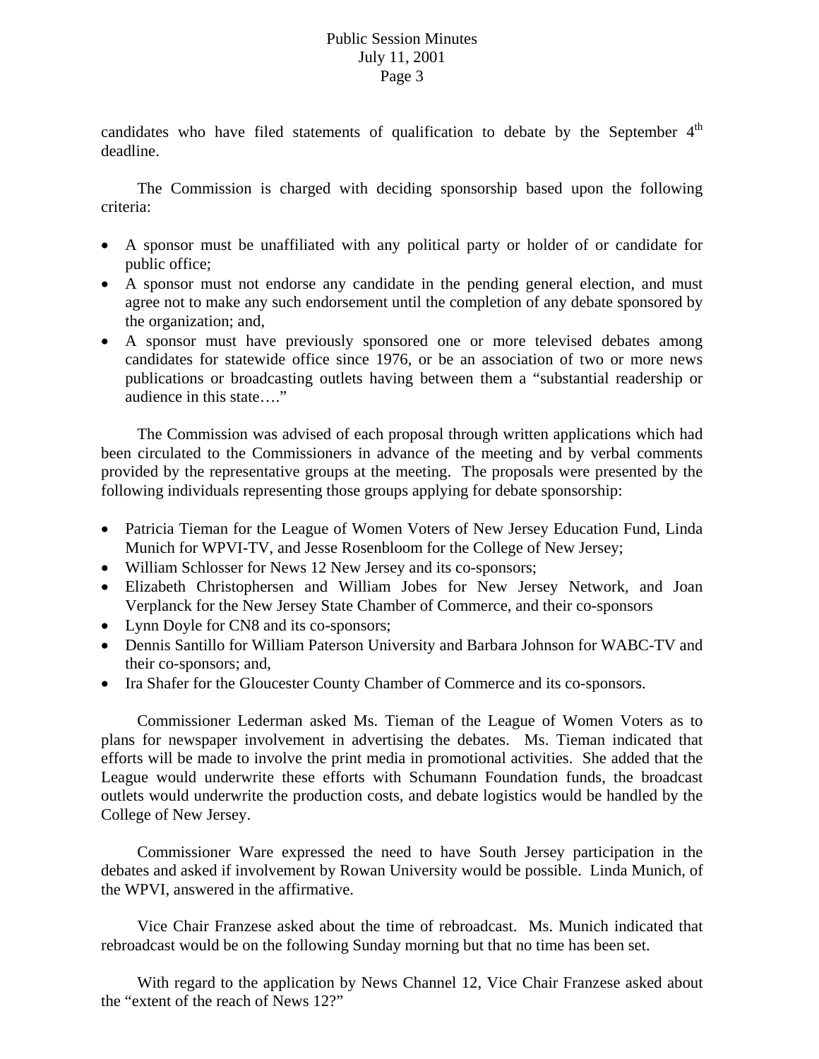candidates who have filed statements of qualification to debate by the September 4th deadline.

The Commission is charged with deciding sponsorship based upon the following criteria:

- A sponsor must be unaffiliated with any political party or holder of or candidate for public office;
- A sponsor must not endorse any candidate in the pending general election, and must agree not to make any such endorsement until the completion of any debate sponsored by the organization; and,
- A sponsor must have previously sponsored one or more televised debates among candidates for statewide office since 1976, or be an association of two or more news publications or broadcasting outlets having between them a "substantial readership or audience in this state…."

The Commission was advised of each proposal through written applications which had been circulated to the Commissioners in advance of the meeting and by verbal comments provided by the representative groups at the meeting. The proposals were presented by the following individuals representing those groups applying for debate sponsorship:

- Patricia Tieman for the League of Women Voters of New Jersey Education Fund, Linda Munich for WPVI-TV, and Jesse Rosenbloom for the College of New Jersey;
- William Schlosser for News 12 New Jersey and its co-sponsors;
- Elizabeth Christophersen and William Jobes for New Jersey Network, and Joan Verplanck for the New Jersey State Chamber of Commerce, and their co-sponsors
- Lynn Doyle for CN8 and its co-sponsors;
- Dennis Santillo for William Paterson University and Barbara Johnson for WABC-TV and their co-sponsors; and,
- Ira Shafer for the Gloucester County Chamber of Commerce and its co-sponsors.

Commissioner Lederman asked Ms. Tieman of the League of Women Voters as to plans for newspaper involvement in advertising the debates. Ms. Tieman indicated that efforts will be made to involve the print media in promotional activities. She added that the League would underwrite these efforts with Schumann Foundation funds, the broadcast outlets would underwrite the production costs, and debate logistics would be handled by the College of New Jersey.

Commissioner Ware expressed the need to have South Jersey participation in the debates and asked if involvement by Rowan University would be possible. Linda Munich, of the WPVI, answered in the affirmative.

Vice Chair Franzese asked about the time of rebroadcast. Ms. Munich indicated that rebroadcast would be on the following Sunday morning but that no time has been set.

With regard to the application by News Channel 12, Vice Chair Franzese asked about the "extent of the reach of News 12?"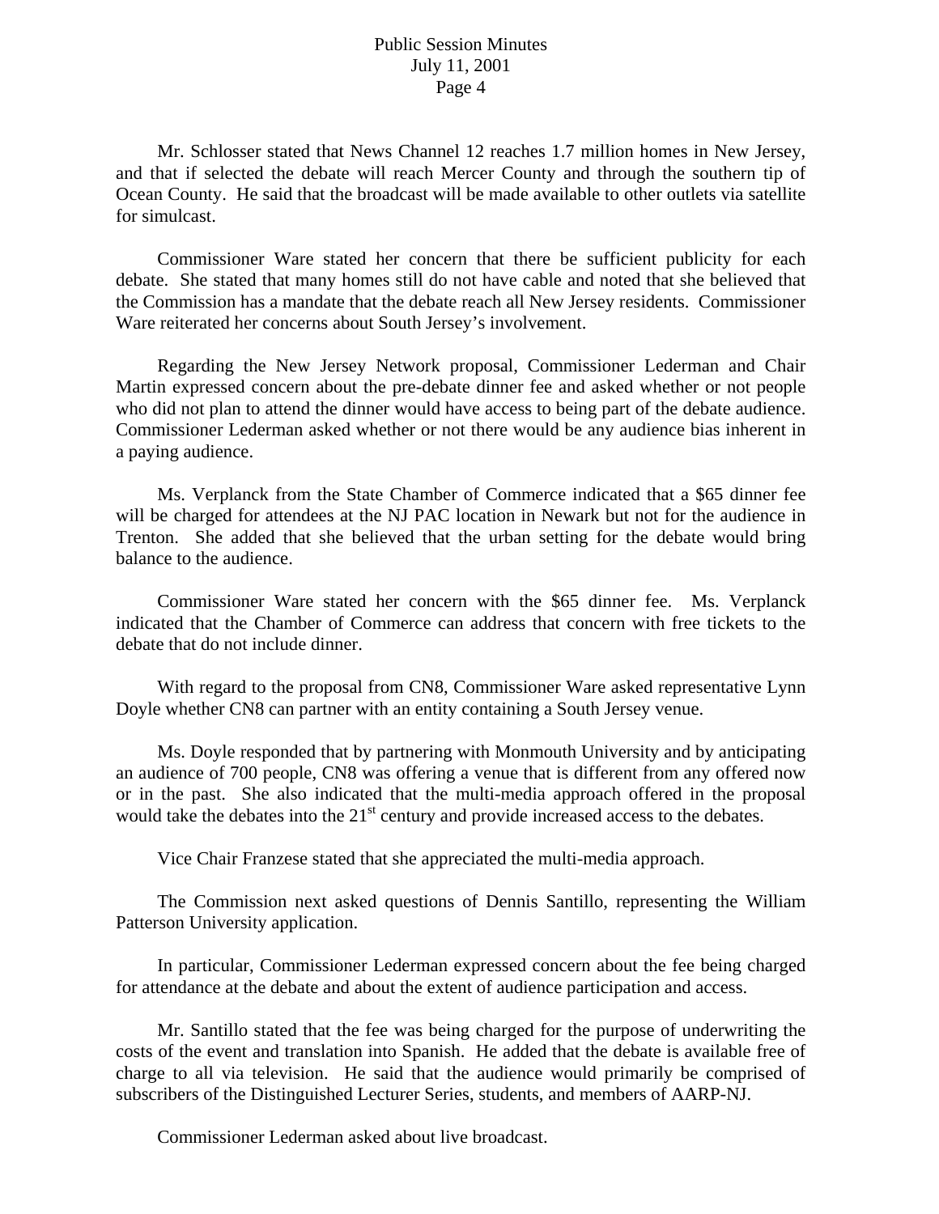Mr. Schlosser stated that News Channel 12 reaches 1.7 million homes in New Jersey, and that if selected the debate will reach Mercer County and through the southern tip of Ocean County. He said that the broadcast will be made available to other outlets via satellite for simulcast.

Commissioner Ware stated her concern that there be sufficient publicity for each debate. She stated that many homes still do not have cable and noted that she believed that the Commission has a mandate that the debate reach all New Jersey residents. Commissioner Ware reiterated her concerns about South Jersey's involvement.

Regarding the New Jersey Network proposal, Commissioner Lederman and Chair Martin expressed concern about the pre-debate dinner fee and asked whether or not people who did not plan to attend the dinner would have access to being part of the debate audience. Commissioner Lederman asked whether or not there would be any audience bias inherent in a paying audience.

Ms. Verplanck from the State Chamber of Commerce indicated that a $65 dinner fee will be charged for attendees at the NJ PAC location in Newark but not for the audience in Trenton. She added that she believed that the urban setting for the debate would bring balance to the audience.

Commissioner Ware stated her concern with the $65 dinner fee. Ms. Verplanck indicated that the Chamber of Commerce can address that concern with free tickets to the debate that do not include dinner.

With regard to the proposal from CN8, Commissioner Ware asked representative Lynn Doyle whether CN8 can partner with an entity containing a South Jersey venue.

Ms. Doyle responded that by partnering with Monmouth University and by anticipating an audience of 700 people, CN8 was offering a venue that is different from any offered now or in the past. She also indicated that the multi-media approach offered in the proposal would take the debates into the 21st century and provide increased access to the debates.

Vice Chair Franzese stated that she appreciated the multi-media approach.

The Commission next asked questions of Dennis Santillo, representing the William Patterson University application.

In particular, Commissioner Lederman expressed concern about the fee being charged for attendance at the debate and about the extent of audience participation and access.

Mr. Santillo stated that the fee was being charged for the purpose of underwriting the costs of the event and translation into Spanish. He added that the debate is available free of charge to all via television. He said that the audience would primarily be comprised of subscribers of the Distinguished Lecturer Series, students, and members of AARP-NJ.

Commissioner Lederman asked about live broadcast.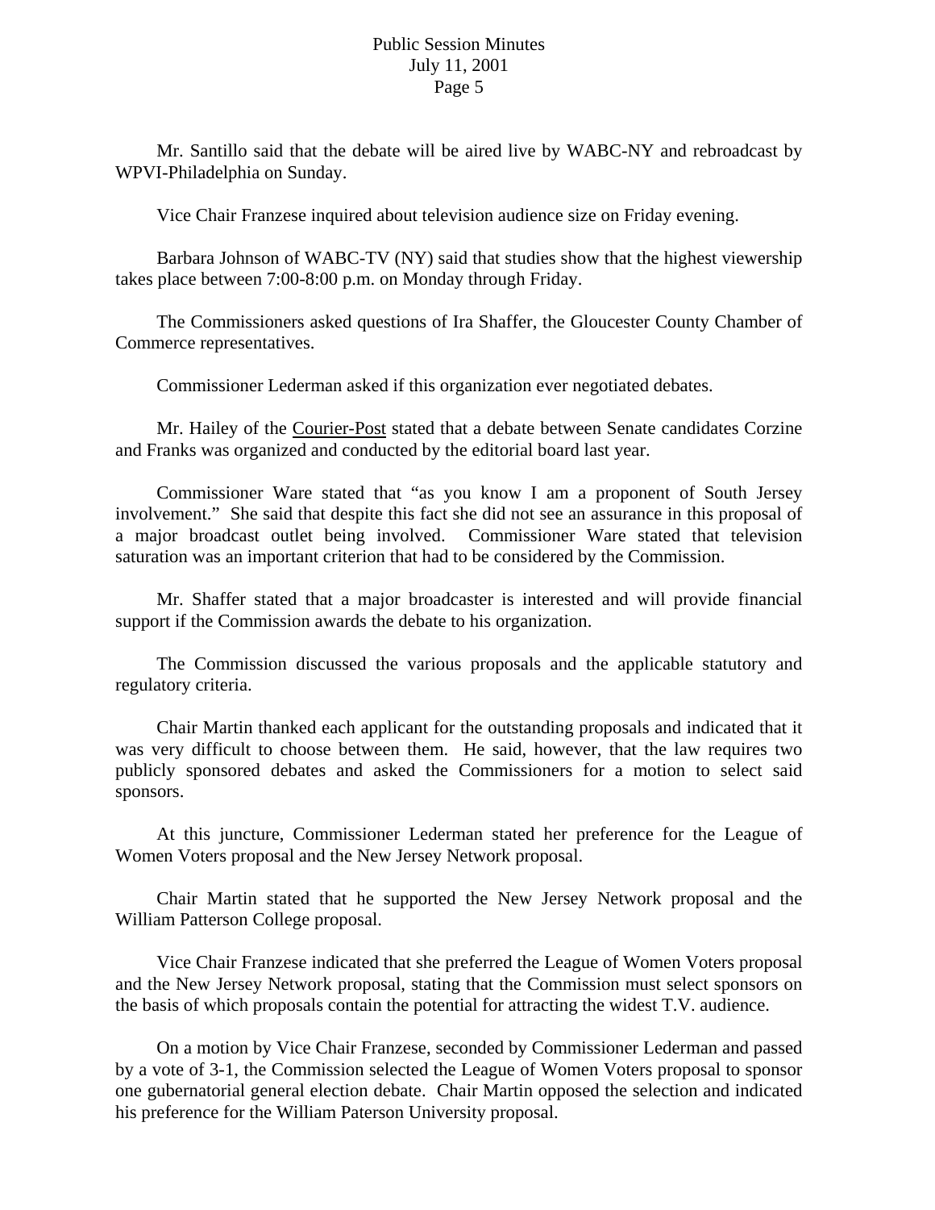Mr. Santillo said that the debate will be aired live by WABC-NY and rebroadcast by WPVI-Philadelphia on Sunday.

Vice Chair Franzese inquired about television audience size on Friday evening.

Barbara Johnson of WABC-TV (NY) said that studies show that the highest viewership takes place between 7:00-8:00 p.m. on Monday through Friday.

The Commissioners asked questions of Ira Shaffer, the Gloucester County Chamber of Commerce representatives.

Commissioner Lederman asked if this organization ever negotiated debates.

Mr. Hailey of the Courier-Post stated that a debate between Senate candidates Corzine and Franks was organized and conducted by the editorial board last year.

Commissioner Ware stated that "as you know I am a proponent of South Jersey involvement." She said that despite this fact she did not see an assurance in this proposal of a major broadcast outlet being involved. Commissioner Ware stated that television saturation was an important criterion that had to be considered by the Commission.

Mr. Shaffer stated that a major broadcaster is interested and will provide financial support if the Commission awards the debate to his organization.

The Commission discussed the various proposals and the applicable statutory and regulatory criteria.

Chair Martin thanked each applicant for the outstanding proposals and indicated that it was very difficult to choose between them. He said, however, that the law requires two publicly sponsored debates and asked the Commissioners for a motion to select said sponsors.

At this juncture, Commissioner Lederman stated her preference for the League of Women Voters proposal and the New Jersey Network proposal.

Chair Martin stated that he supported the New Jersey Network proposal and the William Patterson College proposal.

Vice Chair Franzese indicated that she preferred the League of Women Voters proposal and the New Jersey Network proposal, stating that the Commission must select sponsors on the basis of which proposals contain the potential for attracting the widest T.V. audience.

On a motion by Vice Chair Franzese, seconded by Commissioner Lederman and passed by a vote of 3-1, the Commission selected the League of Women Voters proposal to sponsor one gubernatorial general election debate. Chair Martin opposed the selection and indicated his preference for the William Paterson University proposal.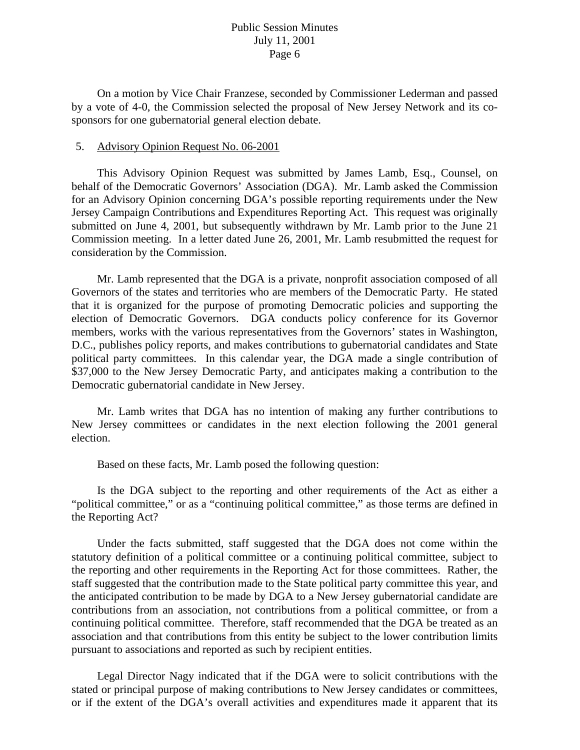On a motion by Vice Chair Franzese, seconded by Commissioner Lederman and passed by a vote of 4-0, the Commission selected the proposal of New Jersey Network and its co-sponsors for one gubernatorial general election debate.

5. Advisory Opinion Request No. 06-2001

This Advisory Opinion Request was submitted by James Lamb, Esq., Counsel, on behalf of the Democratic Governors' Association (DGA). Mr. Lamb asked the Commission for an Advisory Opinion concerning DGA's possible reporting requirements under the New Jersey Campaign Contributions and Expenditures Reporting Act. This request was originally submitted on June 4, 2001, but subsequently withdrawn by Mr. Lamb prior to the June 21 Commission meeting. In a letter dated June 26, 2001, Mr. Lamb resubmitted the request for consideration by the Commission.

Mr. Lamb represented that the DGA is a private, nonprofit association composed of all Governors of the states and territories who are members of the Democratic Party. He stated that it is organized for the purpose of promoting Democratic policies and supporting the election of Democratic Governors. DGA conducts policy conference for its Governor members, works with the various representatives from the Governors' states in Washington, D.C., publishes policy reports, and makes contributions to gubernatorial candidates and State political party committees. In this calendar year, the DGA made a single contribution of $37,000 to the New Jersey Democratic Party, and anticipates making a contribution to the Democratic gubernatorial candidate in New Jersey.

Mr. Lamb writes that DGA has no intention of making any further contributions to New Jersey committees or candidates in the next election following the 2001 general election.

Based on these facts, Mr. Lamb posed the following question:

Is the DGA subject to the reporting and other requirements of the Act as either a "political committee," or as a "continuing political committee," as those terms are defined in the Reporting Act?

Under the facts submitted, staff suggested that the DGA does not come within the statutory definition of a political committee or a continuing political committee, subject to the reporting and other requirements in the Reporting Act for those committees. Rather, the staff suggested that the contribution made to the State political party committee this year, and the anticipated contribution to be made by DGA to a New Jersey gubernatorial candidate are contributions from an association, not contributions from a political committee, or from a continuing political committee. Therefore, staff recommended that the DGA be treated as an association and that contributions from this entity be subject to the lower contribution limits pursuant to associations and reported as such by recipient entities.

Legal Director Nagy indicated that if the DGA were to solicit contributions with the stated or principal purpose of making contributions to New Jersey candidates or committees, or if the extent of the DGA's overall activities and expenditures made it apparent that its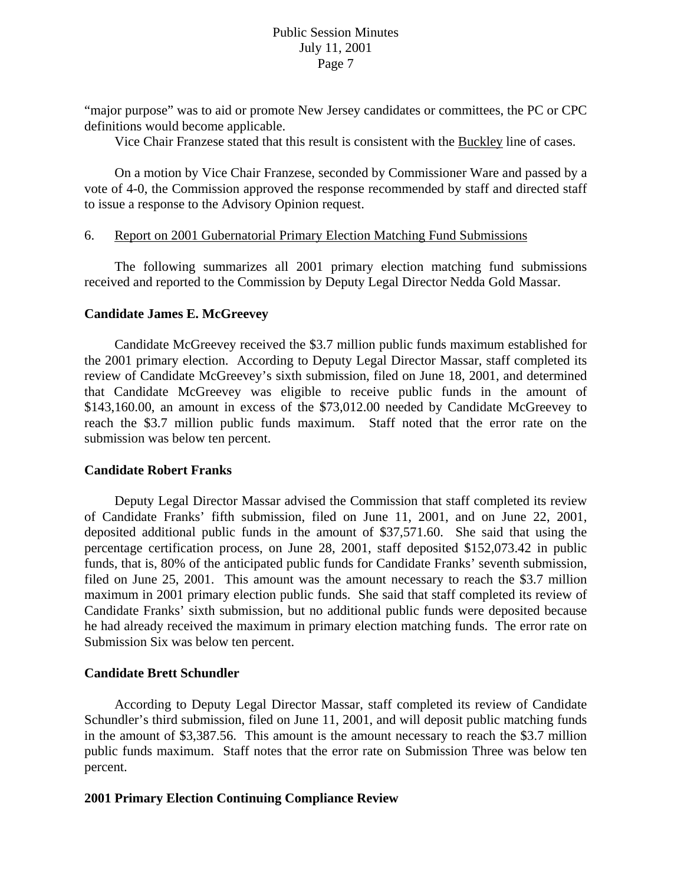"major purpose" was to aid or promote New Jersey candidates or committees, the PC or CPC definitions would become applicable.

Vice Chair Franzese stated that this result is consistent with the Buckley line of cases.

On a motion by Vice Chair Franzese, seconded by Commissioner Ware and passed by a vote of 4-0, the Commission approved the response recommended by staff and directed staff to issue a response to the Advisory Opinion request.

6. Report on 2001 Gubernatorial Primary Election Matching Fund Submissions

The following summarizes all 2001 primary election matching fund submissions received and reported to the Commission by Deputy Legal Director Nedda Gold Massar.

**Candidate James E. McGreevey**

Candidate McGreevey received the \$3.7 million public funds maximum established for the 2001 primary election. According to Deputy Legal Director Massar, staff completed its review of Candidate McGreevey's sixth submission, filed on June 18, 2001, and determined that Candidate McGreevey was eligible to receive public funds in the amount of \$143,160.00, an amount in excess of the \$73,012.00 needed by Candidate McGreevey to reach the \$3.7 million public funds maximum. Staff noted that the error rate on the submission was below ten percent.

**Candidate Robert Franks**

Deputy Legal Director Massar advised the Commission that staff completed its review of Candidate Franks' fifth submission, filed on June 11, 2001, and on June 22, 2001, deposited additional public funds in the amount of \$37,571.60. She said that using the percentage certification process, on June 28, 2001, staff deposited \$152,073.42 in public funds, that is, 80% of the anticipated public funds for Candidate Franks' seventh submission, filed on June 25, 2001. This amount was the amount necessary to reach the \$3.7 million maximum in 2001 primary election public funds. She said that staff completed its review of Candidate Franks' sixth submission, but no additional public funds were deposited because he had already received the maximum in primary election matching funds. The error rate on Submission Six was below ten percent.

**Candidate Brett Schundler**

According to Deputy Legal Director Massar, staff completed its review of Candidate Schundler's third submission, filed on June 11, 2001, and will deposit public matching funds in the amount of \$3,387.56. This amount is the amount necessary to reach the \$3.7 million public funds maximum. Staff notes that the error rate on Submission Three was below ten percent.

**2001 Primary Election Continuing Compliance Review**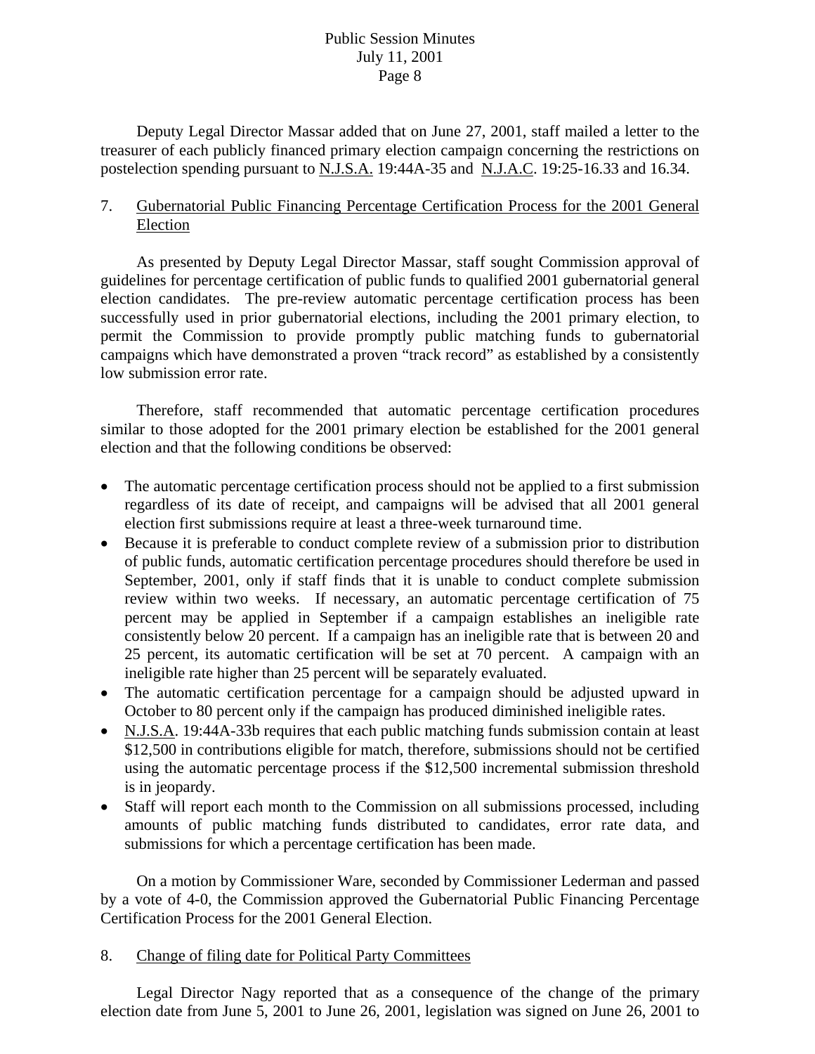Deputy Legal Director Massar added that on June 27, 2001, staff mailed a letter to the treasurer of each publicly financed primary election campaign concerning the restrictions on postelection spending pursuant to N.J.S.A. 19:44A-35 and N.J.A.C. 19:25-16.33 and 16.34.

7. Gubernatorial Public Financing Percentage Certification Process for the 2001 General Election

As presented by Deputy Legal Director Massar, staff sought Commission approval of guidelines for percentage certification of public funds to qualified 2001 gubernatorial general election candidates. The pre-review automatic percentage certification process has been successfully used in prior gubernatorial elections, including the 2001 primary election, to permit the Commission to provide promptly public matching funds to gubernatorial campaigns which have demonstrated a proven "track record" as established by a consistently low submission error rate.

Therefore, staff recommended that automatic percentage certification procedures similar to those adopted for the 2001 primary election be established for the 2001 general election and that the following conditions be observed:

- The automatic percentage certification process should not be applied to a first submission regardless of its date of receipt, and campaigns will be advised that all 2001 general election first submissions require at least a three-week turnaround time.
- Because it is preferable to conduct complete review of a submission prior to distribution of public funds, automatic certification percentage procedures should therefore be used in September, 2001, only if staff finds that it is unable to conduct complete submission review within two weeks. If necessary, an automatic percentage certification of 75 percent may be applied in September if a campaign establishes an ineligible rate consistently below 20 percent. If a campaign has an ineligible rate that is between 20 and 25 percent, its automatic certification will be set at 70 percent. A campaign with an ineligible rate higher than 25 percent will be separately evaluated.
- The automatic certification percentage for a campaign should be adjusted upward in October to 80 percent only if the campaign has produced diminished ineligible rates.
- N.J.S.A. 19:44A-33b requires that each public matching funds submission contain at least $12,500 in contributions eligible for match, therefore, submissions should not be certified using the automatic percentage process if the $12,500 incremental submission threshold is in jeopardy.
- Staff will report each month to the Commission on all submissions processed, including amounts of public matching funds distributed to candidates, error rate data, and submissions for which a percentage certification has been made.

On a motion by Commissioner Ware, seconded by Commissioner Lederman and passed by a vote of 4-0, the Commission approved the Gubernatorial Public Financing Percentage Certification Process for the 2001 General Election.

8. Change of filing date for Political Party Committees

Legal Director Nagy reported that as a consequence of the change of the primary election date from June 5, 2001 to June 26, 2001, legislation was signed on June 26, 2001 to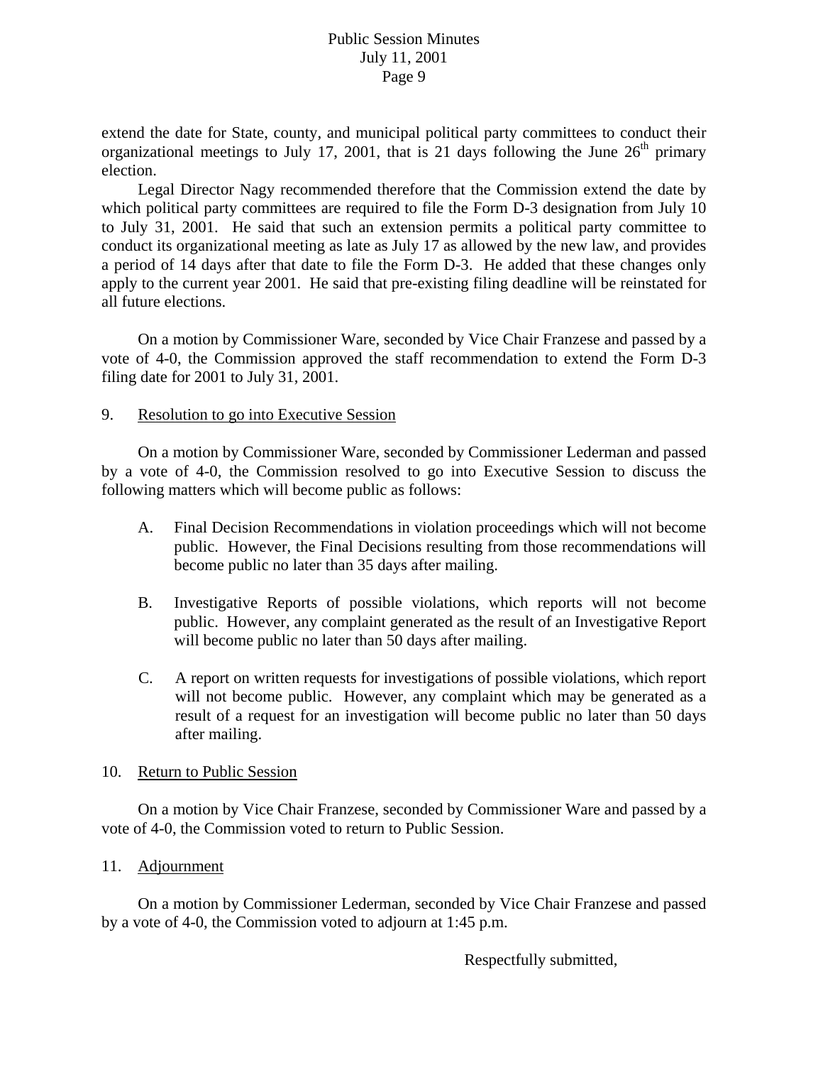extend the date for State, county, and municipal political party committees to conduct their organizational meetings to July 17, 2001, that is 21 days following the June 26th primary election.

Legal Director Nagy recommended therefore that the Commission extend the date by which political party committees are required to file the Form D-3 designation from July 10 to July 31, 2001. He said that such an extension permits a political party committee to conduct its organizational meeting as late as July 17 as allowed by the new law, and provides a period of 14 days after that date to file the Form D-3. He added that these changes only apply to the current year 2001. He said that pre-existing filing deadline will be reinstated for all future elections.

On a motion by Commissioner Ware, seconded by Vice Chair Franzese and passed by a vote of 4-0, the Commission approved the staff recommendation to extend the Form D-3 filing date for 2001 to July 31, 2001.

9. Resolution to go into Executive Session

On a motion by Commissioner Ware, seconded by Commissioner Lederman and passed by a vote of 4-0, the Commission resolved to go into Executive Session to discuss the following matters which will become public as follows:

A. Final Decision Recommendations in violation proceedings which will not become public. However, the Final Decisions resulting from those recommendations will become public no later than 35 days after mailing.

B. Investigative Reports of possible violations, which reports will not become public. However, any complaint generated as the result of an Investigative Report will become public no later than 50 days after mailing.

C. A report on written requests for investigations of possible violations, which report will not become public. However, any complaint which may be generated as a result of a request for an investigation will become public no later than 50 days after mailing.

10. Return to Public Session

On a motion by Vice Chair Franzese, seconded by Commissioner Ware and passed by a vote of 4-0, the Commission voted to return to Public Session.

11. Adjournment

On a motion by Commissioner Lederman, seconded by Vice Chair Franzese and passed by a vote of 4-0, the Commission voted to adjourn at 1:45 p.m.

Respectfully submitted,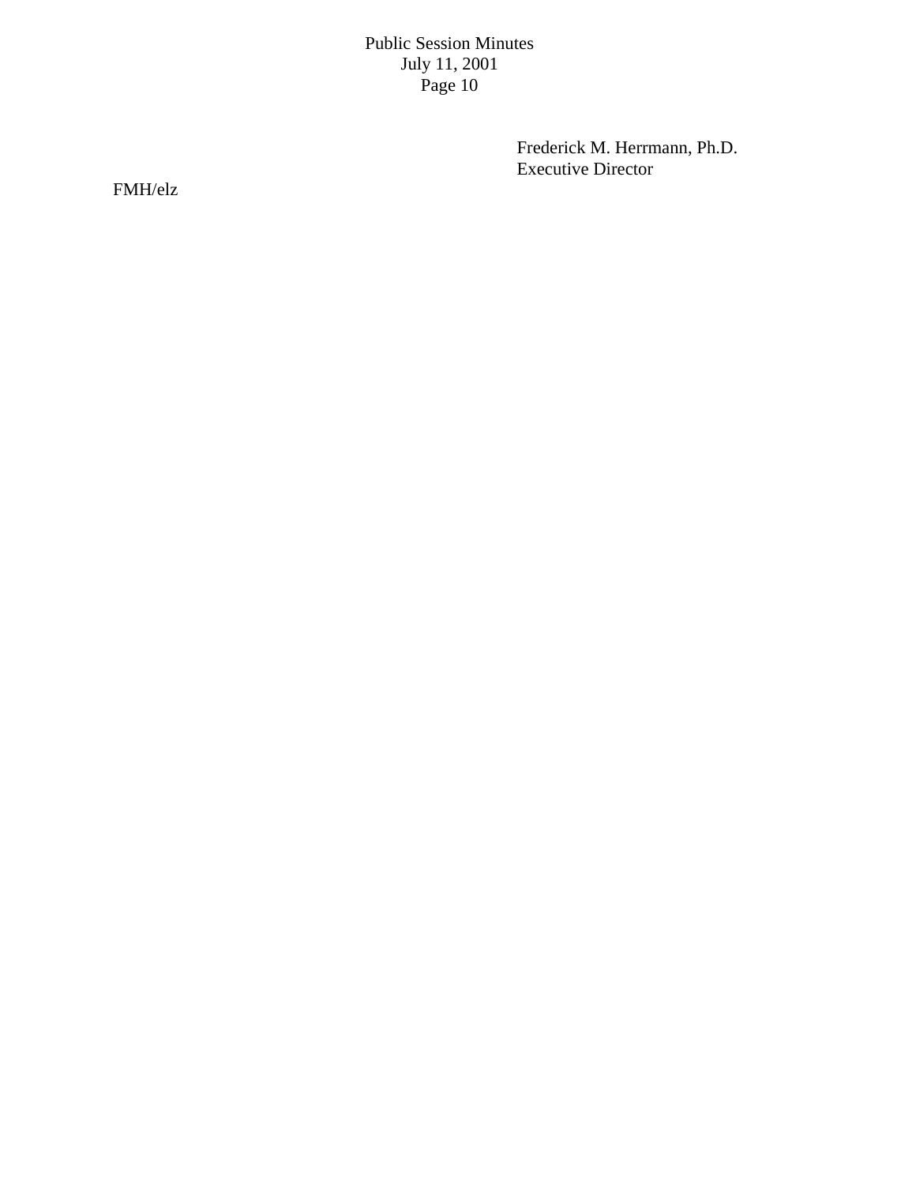Frederick M. Herrmann, Ph.D.
Executive Director

FMH/elz